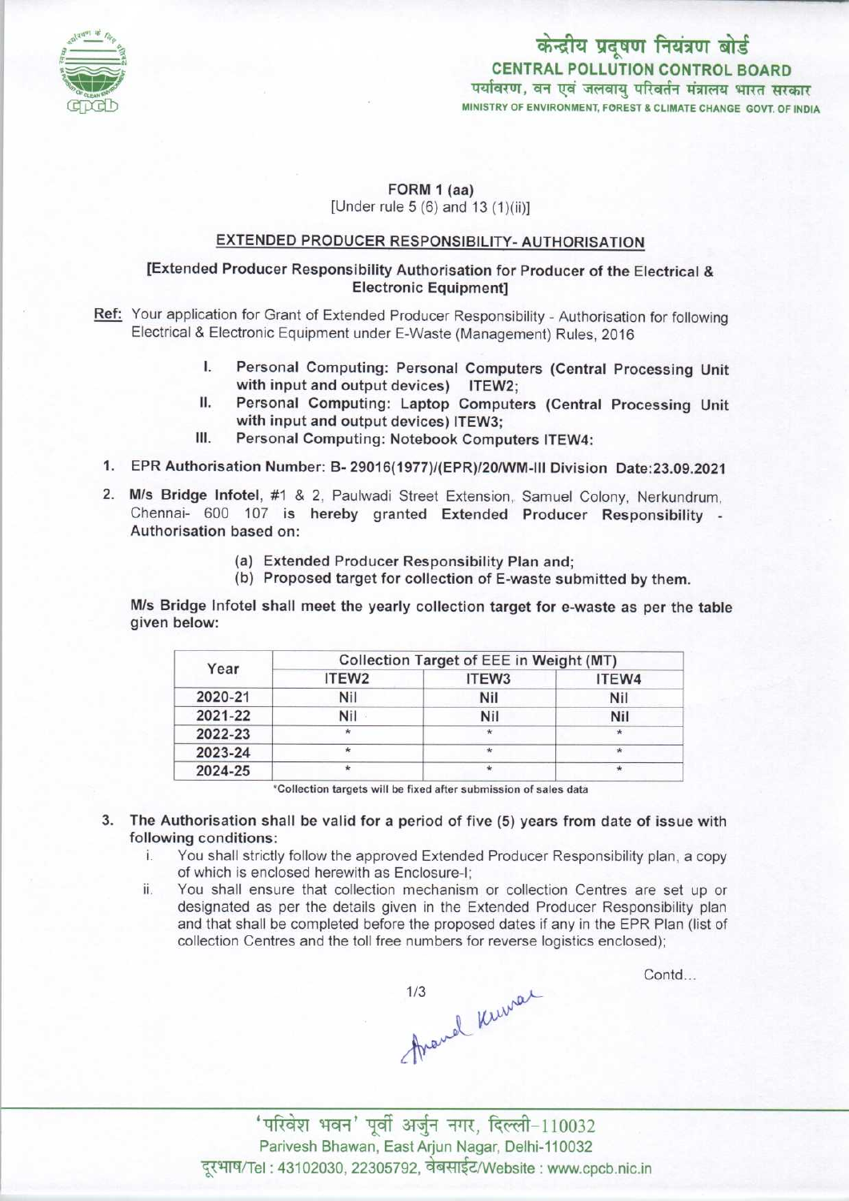केन्द्रीय प्रदूषण नियंत्रण बोर्ड
**CENTRAL POLLUTION CONTROL BOARD**
पर्यावरण, वन एवं जलवायु परिवर्तन मंत्रालय भारत सरकार
MINISTRY OF ENVIRONMENT, FOREST & CLIMATE CHANGE GOVT. OF INDIA

**FORM 1 (aa)**
[Under rule 5 (6) and 13 (1)(ii)]

**EXTENDED PRODUCER RESPONSIBILITY- AUTHORISATION**

**[Extended Producer Responsibility Authorisation for Producer of the Electrical & Electronic Equipment]**

**Ref:** Your application for Grant of Extended Producer Responsibility - Authorisation for following Electrical & Electronic Equipment under E-Waste (Management) Rules, 2016

I. **Personal Computing: Personal Computers (Central Processing Unit with input and output devices) ITEW2;**
II. **Personal Computing: Laptop Computers (Central Processing Unit with input and output devices) ITEW3;**
III. **Personal Computing: Notebook Computers ITEW4:**

1. **EPR Authorisation Number: B- 29016(1977)/(EPR)/20/WM-III Division Date:23.09.2021**

2. **M/s Bridge Infotel**, #1 & 2, Paulwadi Street Extension, Samuel Colony, Nerkundrum, Chennai- 600 107 **is hereby granted Extended Producer Responsibility - Authorisation based on:**

   (a) **Extended Producer Responsibility Plan and;**
   (b) **Proposed target for collection of E-waste submitted by them.**

**M/s Bridge Infotel shall meet the yearly collection target for e-waste as per the table given below:**

| Year | Collection Target of EEE in Weight (MT) | | |
|---|---|---|---|
| | ITEW2 | ITEW3 | ITEW4 |
| 2020-21 | Nil | Nil | Nil |
| 2021-22 | Nil | Nil | Nil |
| 2022-23 | * | * | * |
| 2023-24 | * | * | * |
| 2024-25 | * | * | * |

*Collection targets will be fixed after submission of sales data

3. **The Authorisation shall be valid for a period of five (5) years from date of issue with following conditions:**
   i. You shall strictly follow the approved Extended Producer Responsibility plan, a copy of which is enclosed herewith as Enclosure-I;
   ii. You shall ensure that collection mechanism or collection Centres are set up or designated as per the details given in the Extended Producer Responsibility plan and that shall be completed before the proposed dates if any in the EPR Plan (list of collection Centres and the toll free numbers for reverse logistics enclosed);

Contd...

Anand Kumar

'परिवेश भवन' पूर्वी अर्जुन नगर, दिल्ली-110032
Parivesh Bhawan, East Arjun Nagar, Delhi-110032
दूरभाष/Tel : 43102030, 22305792, वेबसाईट/Website : www.cpcb.nic.in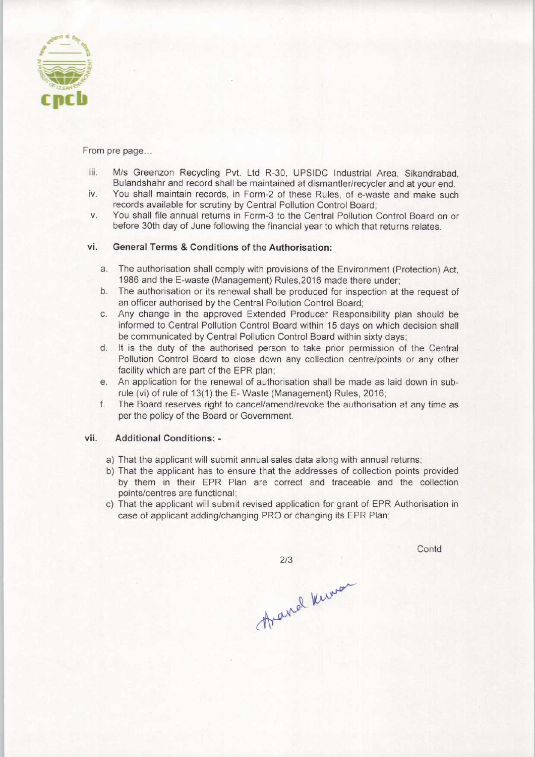From pre page...

iii. M/s Greenzon Recycling Pvt. Ltd R-30, UPSIDC Industrial Area, Sikandrabad, Bulandshahr and record shall be maintained at dismantler/recycler and at your end.

iv. You shall maintain records, in Form-2 of these Rules, of e-waste and make such records available for scrutiny by Central Pollution Control Board;

v. You shall file annual returns in Form-3 to the Central Pollution Control Board on or before 30th day of June following the financial year to which that returns relates.

**vi. General Terms & Conditions of the Authorisation:**

a. The authorisation shall comply with provisions of the Environment (Protection) Act, 1986 and the E-waste (Management) Rules,2016 made there under;

b. The authorisation or its renewal shall be produced for inspection at the request of an officer authorised by the Central Pollution Control Board;

c. Any change in the approved Extended Producer Responsibility plan should be informed to Central Pollution Control Board within 15 days on which decision shall be communicated by Central Pollution Control Board within sixty days;

d. It is the duty of the authorised person to take prior permission of the Central Pollution Control Board to close down any collection centre/points or any other facility which are part of the EPR plan;

e. An application for the renewal of authorisation shall be made as laid down in sub-rule (vi) of rule of 13(1) the E- Waste (Management) Rules, 2016;

f. The Board reserves right to cancel/amend/revoke the authorisation at any time as per the policy of the Board or Government.

**vii. Additional Conditions: -**

a) That the applicant will submit annual sales data along with annual returns;

b) That the applicant has to ensure that the addresses of collection points provided by them in their EPR Plan are correct and traceable and the collection points/centres are functional;

c) That the applicant will submit revised application for grant of EPR Authorisation in case of applicant adding/changing PRO or changing its EPR Plan;

Contd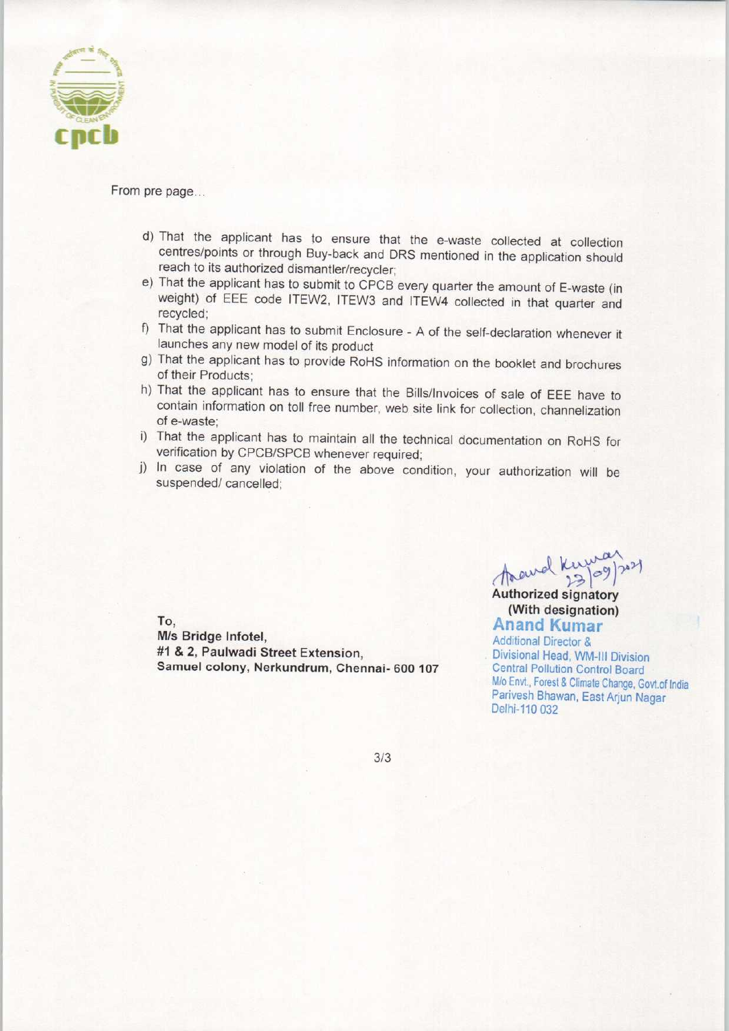From pre page...

d) That the applicant has to ensure that the e-waste collected at collection centres/points or through Buy-back and DRS mentioned in the application should reach to its authorized dismantler/recycler;
e) That the applicant has to submit to CPCB every quarter the amount of E-waste (in weight) of EEE code ITEW2, ITEW3 and ITEW4 collected in that quarter and recycled;
f) That the applicant has to submit Enclosure - A of the self-declaration whenever it launches any new model of its product
g) That the applicant has to provide RoHS information on the booklet and brochures of their Products;
h) That the applicant has to ensure that the Bills/Invoices of sale of EEE have to contain information on toll free number, web site link for collection, channelization of e-waste;
i) That the applicant has to maintain all the technical documentation on RoHS for verification by CPCB/SPCB whenever required;
j) In case of any violation of the above condition, your authorization will be suspended/ cancelled;

Anand Kumar
23/09/2021

**Authorized signatory**
**(With designation)**
**Anand Kumar**
Additional Director &
Divisional Head, WM-III Division
Central Pollution Control Board
M/o Envt., Forest & Climate Change, Govt.of India
Parivesh Bhawan, East Arjun Nagar
Delhi-110 032

To,
**M/s Bridge Infotel,**
**#1 & 2, Paulwadi Street Extension,**
**Samuel colony, Nerkundrum, Chennai- 600 107**